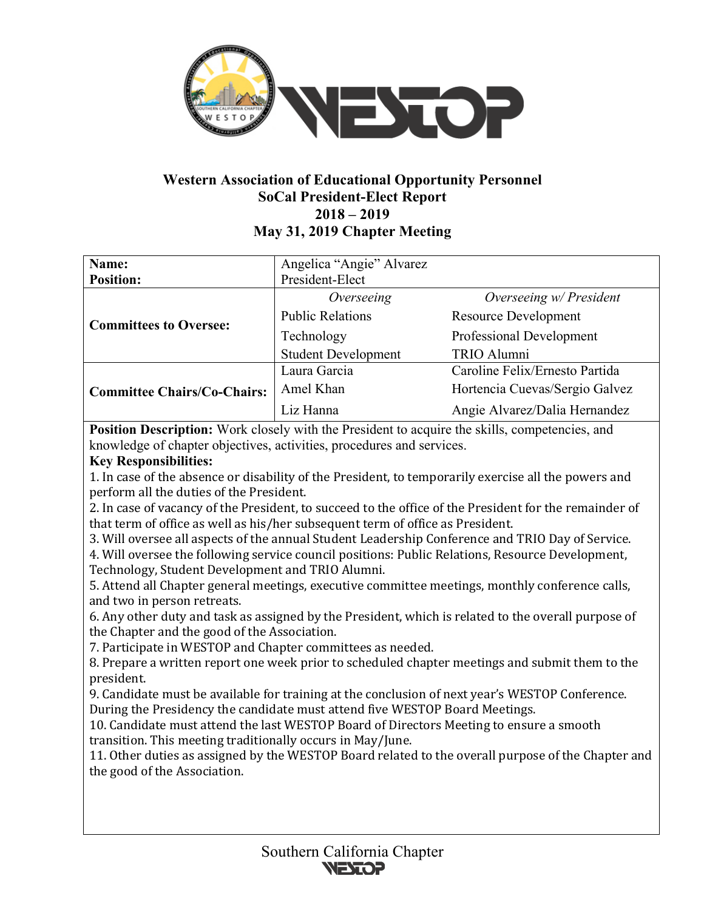# Western Association of Educational Opportunity Personnel
## SoCal President-Elect Report
## 2018 – 2019
## May 31, 2019 Chapter Meeting

| **Name:**<br>**Position:** | Angelica "Angie" Alvarez<br>President-Elect | |
|---|---|---|
| **Committees to Oversee:** | *Overseeing* | *Overseeing w/ President* |
| | Public Relations | Resource Development |
| | Technology | Professional Development |
| | Student Development | TRIO Alumni |
| **Committee Chairs/Co-Chairs:** | Laura Garcia | Caroline Felix/Ernesto Partida |
| | Amel Khan | Hortencia Cuevas/Sergio Galvez |
| | Liz Hanna | Angie Alvarez/Dalia Hernandez |

**Position Description:** Work closely with the President to acquire the skills, competencies, and knowledge of chapter objectives, activities, procedures and services.

**Key Responsibilities:**

1. In case of the absence or disability of the President, to temporarily exercise all the powers and perform all the duties of the President.
2. In case of vacancy of the President, to succeed to the office of the President for the remainder of that term of office as well as his/her subsequent term of office as President.
3. Will oversee all aspects of the annual Student Leadership Conference and TRIO Day of Service.
4. Will oversee the following service council positions: Public Relations, Resource Development, Technology, Student Development and TRIO Alumni.
5. Attend all Chapter general meetings, executive committee meetings, monthly conference calls, and two in person retreats.
6. Any other duty and task as assigned by the President, which is related to the overall purpose of the Chapter and the good of the Association.
7. Participate in WESTOP and Chapter committees as needed.
8. Prepare a written report one week prior to scheduled chapter meetings and submit them to the president.
9. Candidate must be available for training at the conclusion of next year's WESTOP Conference. During the Presidency the candidate must attend five WESTOP Board Meetings.
10. Candidate must attend the last WESTOP Board of Directors Meeting to ensure a smooth transition. This meeting traditionally occurs in May/June.
11. Other duties as assigned by the WESTOP Board related to the overall purpose of the Chapter and the good of the Association.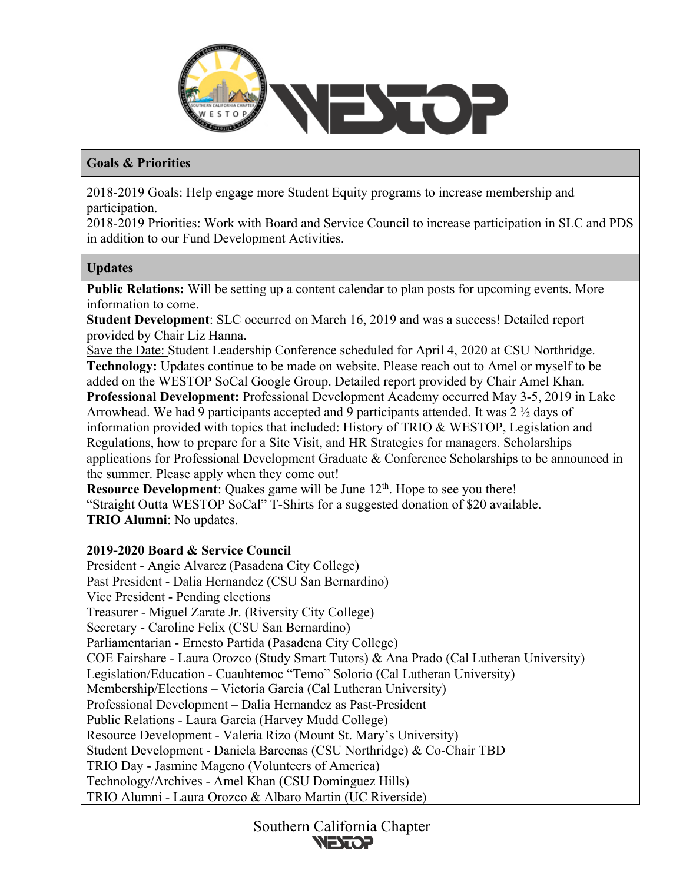## Goals & Priorities

2018-2019 Goals: Help engage more Student Equity programs to increase membership and participation.
2018-2019 Priorities: Work with Board and Service Council to increase participation in SLC and PDS in addition to our Fund Development Activities.

## Updates

**Public Relations:** Will be setting up a content calendar to plan posts for upcoming events. More information to come.
**Student Development**: SLC occurred on March 16, 2019 and was a success! Detailed report provided by Chair Liz Hanna.
Save the Date: Student Leadership Conference scheduled for April 4, 2020 at CSU Northridge.
**Technology:** Updates continue to be made on website. Please reach out to Amel or myself to be added on the WESTOP SoCal Google Group. Detailed report provided by Chair Amel Khan.
**Professional Development:** Professional Development Academy occurred May 3-5, 2019 in Lake Arrowhead. We had 9 participants accepted and 9 participants attended. It was 2 ½ days of information provided with topics that included: History of TRIO & WESTOP, Legislation and Regulations, how to prepare for a Site Visit, and HR Strategies for managers. Scholarships applications for Professional Development Graduate & Conference Scholarships to be announced in the summer. Please apply when they come out!
**Resource Development**: Quakes game will be June 12th. Hope to see you there!
"Straight Outta WESTOP SoCal" T-Shirts for a suggested donation of $20 available.
**TRIO Alumni**: No updates.

**2019-2020 Board & Service Council**

President - Angie Alvarez (Pasadena City College)
Past President - Dalia Hernandez (CSU San Bernardino)
Vice President - Pending elections
Treasurer - Miguel Zarate Jr. (Riversity City College)
Secretary - Caroline Felix (CSU San Bernardino)
Parliamentarian - Ernesto Partida (Pasadena City College)
COE Fairshare - Laura Orozco (Study Smart Tutors) & Ana Prado (Cal Lutheran University)
Legislation/Education - Cuauhtemoc "Temo" Solorio (Cal Lutheran University)
Membership/Elections – Victoria Garcia (Cal Lutheran University)
Professional Development – Dalia Hernandez as Past-President
Public Relations - Laura Garcia (Harvey Mudd College)
Resource Development - Valeria Rizo (Mount St. Mary's University)
Student Development - Daniela Barcenas (CSU Northridge) & Co-Chair TBD
TRIO Day - Jasmine Mageno (Volunteers of America)
Technology/Archives - Amel Khan (CSU Dominguez Hills)
TRIO Alumni - Laura Orozco & Albaro Martin (UC Riverside)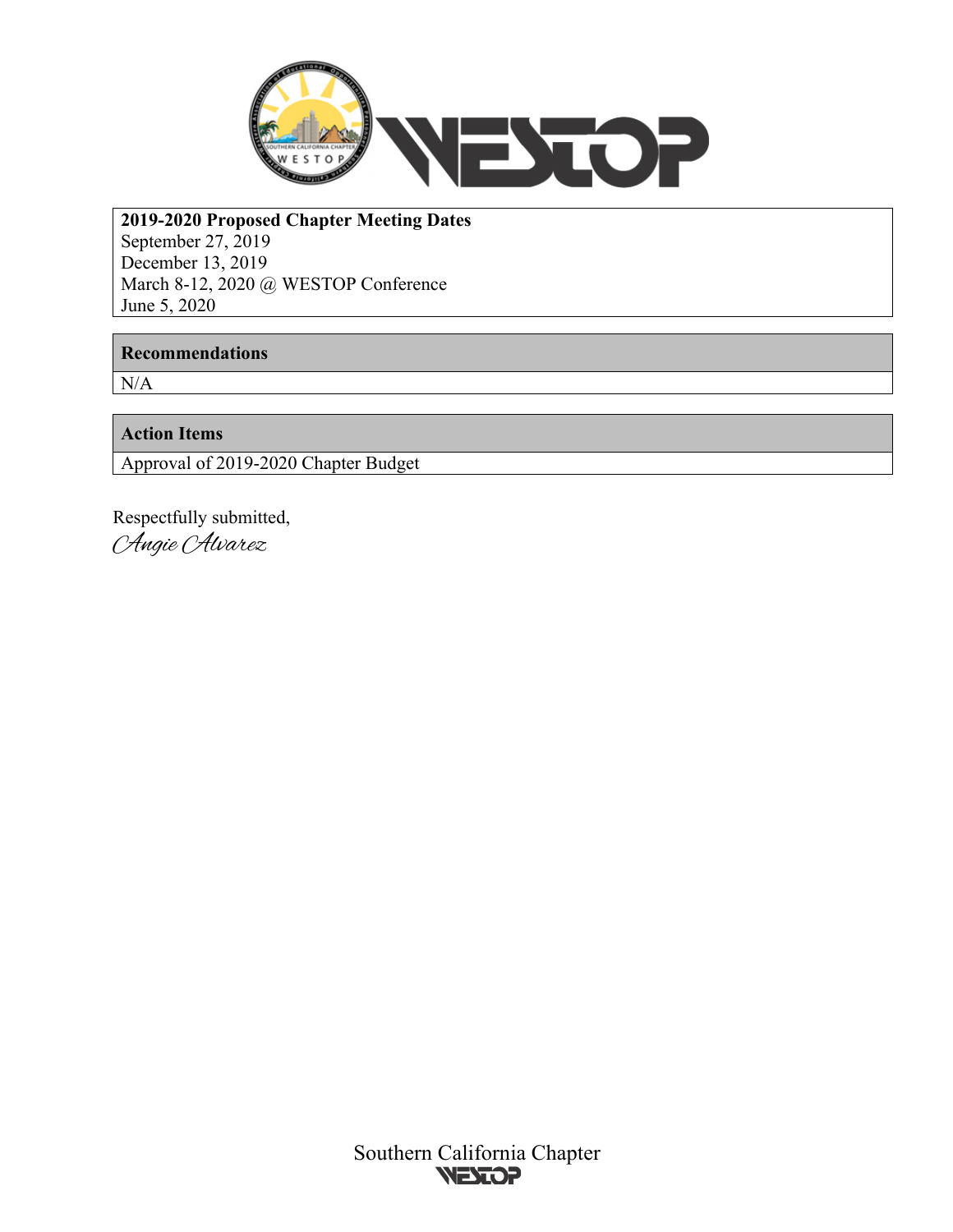**2019-2020 Proposed Chapter Meeting Dates**
September 27, 2019
December 13, 2019
March 8-12, 2020 @ WESTOP Conference
June 5, 2020

| **Recommendations** |
|---|
| N/A |

| **Action Items** |
|---|
| Approval of 2019-2020 Chapter Budget |

Respectfully submitted,
*Angie Alvarez*